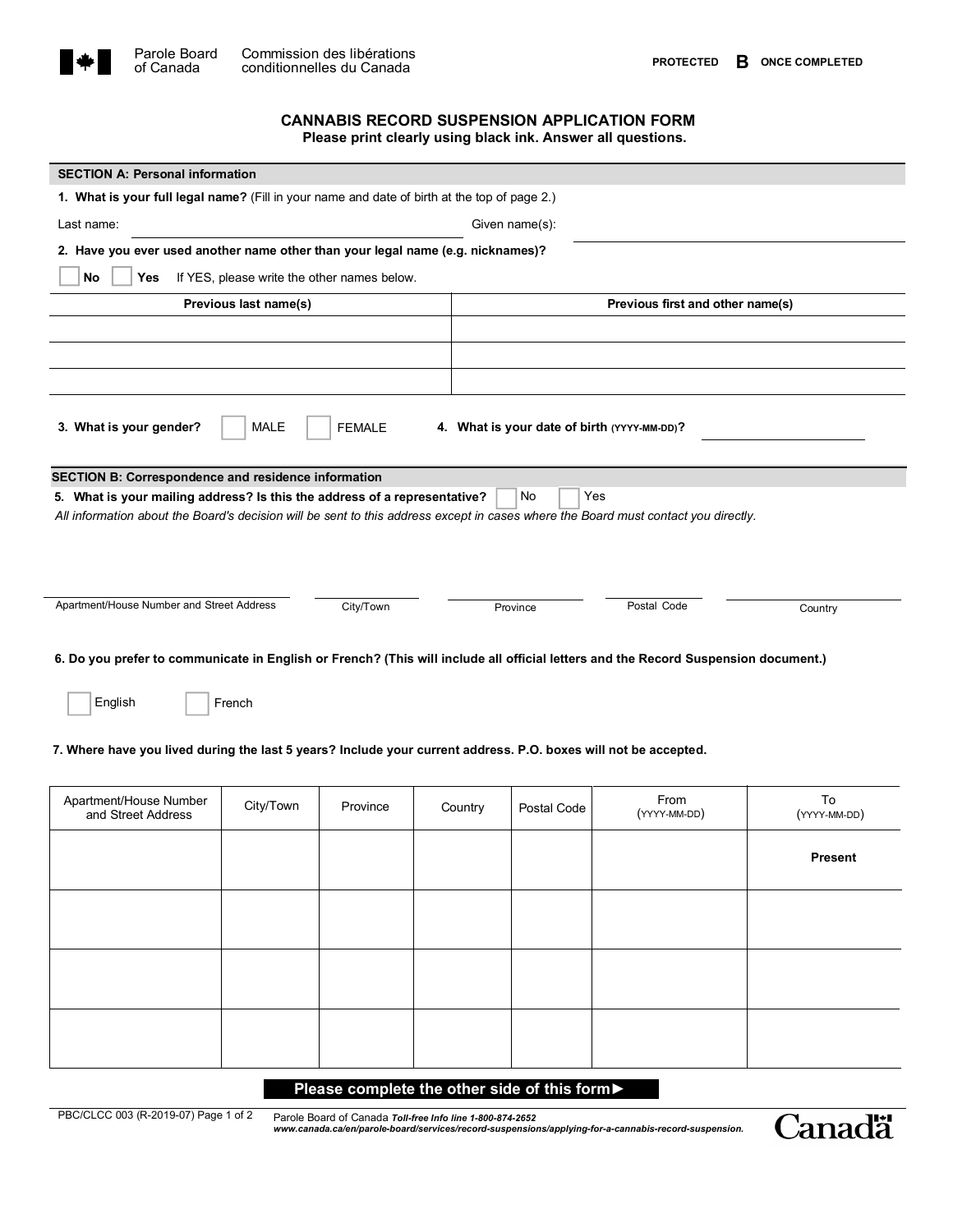Parole Board of Canada | Commission des libérations conditionnelles du Canada

**PROTECTED B ONCE COMPLETED**

# CANNABIS RECORD SUSPENSION APPLICATION FORM

**Please print clearly using black ink. Answer all questions.**

## SECTION A: Personal information

**1. What is your full legal name?** (Fill in your name and date of birth at the top of page 2.)

Last name: ____________________ Given name(s): ____________________

**2. Have you ever used another name other than your legal name (e.g. nicknames)?**

☐ **No** ☐ **Yes** If YES, please write the other names below.

| Previous last name(s) | Previous first and other name(s) |
|---|---|
| | |
| | |
| | |

**3. What is your gender?** ☐ MALE ☐ FEMALE

**4. What is your date of birth** (YYYY-MM-DD)**?** ____________________

## SECTION B: Correspondence and residence information

**5. What is your mailing address? Is this the address of a representative?** ☐ No ☐ Yes

*All information about the Board's decision will be sent to this address except in cases where the Board must contact you directly.*

| Apartment/House Number and Street Address | City/Town | Province | Postal Code | Country |
|---|---|---|---|---|
| | | | | |

**6. Do you prefer to communicate in English or French? (This will include all official letters and the Record Suspension document.)**

☐ English ☐ French

**7. Where have you lived during the last 5 years? Include your current address. P.O. boxes will not be accepted.**

| Apartment/House Number and Street Address | City/Town | Province | Country | Postal Code | From (YYYY-MM-DD) | To (YYYY-MM-DD) |
|---|---|---|---|---|---|---|
| | | | | | | **Present** |
| | | | | | | |
| | | | | | | |
| | | | | | | |

**Please complete the other side of this form►**

PBC/CLCC 003 (R-2019-07)

Parole Board of Canada *Toll-free Info line 1-800-874-2652*
*www.canada.ca/en/parole-board/services/record-suspensions/applying-for-a-cannabis-record-suspension.*

Canada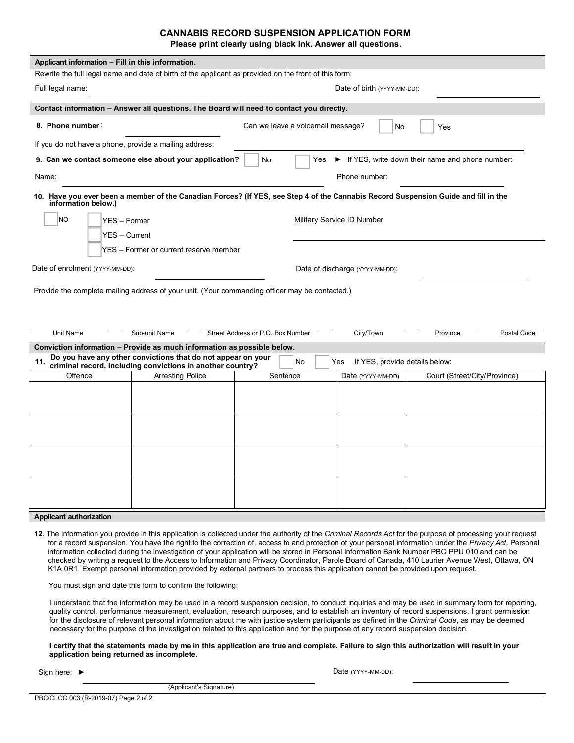# CANNABIS RECORD SUSPENSION APPLICATION FORM

**Please print clearly using black ink. Answer all questions.**

## Applicant information – Fill in this information.

Rewrite the full legal name and date of birth of the applicant as provided on the front of this form:

Full legal name: ______________________ Date of birth (YYYY-MM-DD): ______________

## Contact information – Answer all questions. The Board will need to contact you directly.

**8. Phone number**: ______________ Can we leave a voicemail message? ☐ No ☐ Yes

If you do not have a phone, provide a mailing address: ______________________

**9. Can we contact someone else about your application?** ☐ No ☐ Yes ► If YES, write down their name and phone number:

Name: ______________________ Phone number: ______________

**10. Have you ever been a member of the Canadian Forces? (If YES, see Step 4 of the Cannabis Record Suspension Guide and fill in the information below.)**

☐ NO ☐ YES – Former
☐ YES – Current
☐ YES – Former or current reserve member

Military Service ID Number ______________________

Date of enrolment (YYYY-MM-DD): ______________ Date of discharge (YYYY-MM-DD): ______________

Provide the complete mailing address of your unit. (Your commanding officer may be contacted.)

| Unit Name | Sub-unit Name | Street Address or P.O. Box Number | City/Town | Province | Postal Code |
|---|---|---|---|---|---|
| | | | | | |

## Conviction information – Provide as much information as possible below.

**11. Do you have any other convictions that do not appear on your criminal record, including convictions in another country?** ☐ No ☐ Yes If YES, provide details below:

| Offence | Arresting Police | Sentence | Date (YYYY-MM-DD) | Court (Street/City/Province) |
|---|---|---|---|---|
| | | | | |
| | | | | |
| | | | | |
| | | | | |

## Applicant authorization

**12**. The information you provide in this application is collected under the authority of the *Criminal Records Act* for the purpose of processing your request for a record suspension. You have the right to the correction of, access to and protection of your personal information under the *Privacy Act*. Personal information collected during the investigation of your application will be stored in Personal Information Bank Number PBC PPU 010 and can be checked by writing a request to the Access to Information and Privacy Coordinator, Parole Board of Canada, 410 Laurier Avenue West, Ottawa, ON K1A 0R1. Exempt personal information provided by external partners to process this application cannot be provided upon request.

You must sign and date this form to confirm the following:

I understand that the information may be used in a record suspension decision, to conduct inquiries and may be used in summary form for reporting, quality control, performance measurement, evaluation, research purposes, and to establish an inventory of record suspensions. I grant permission for the disclosure of relevant personal information about me with justice system participants as defined in the *Criminal Code*, as may be deemed necessary for the purpose of the investigation related to this application and for the purpose of any record suspension decision.

**I certify that the statements made by me in this application are true and complete. Failure to sign this authorization will result in your application being returned as incomplete.**

Sign here: ► ______________________ Date (YYYY-MM-DD): ______________

(Applicant's Signature)

PBC/CLCC 003 (R-2019-07)